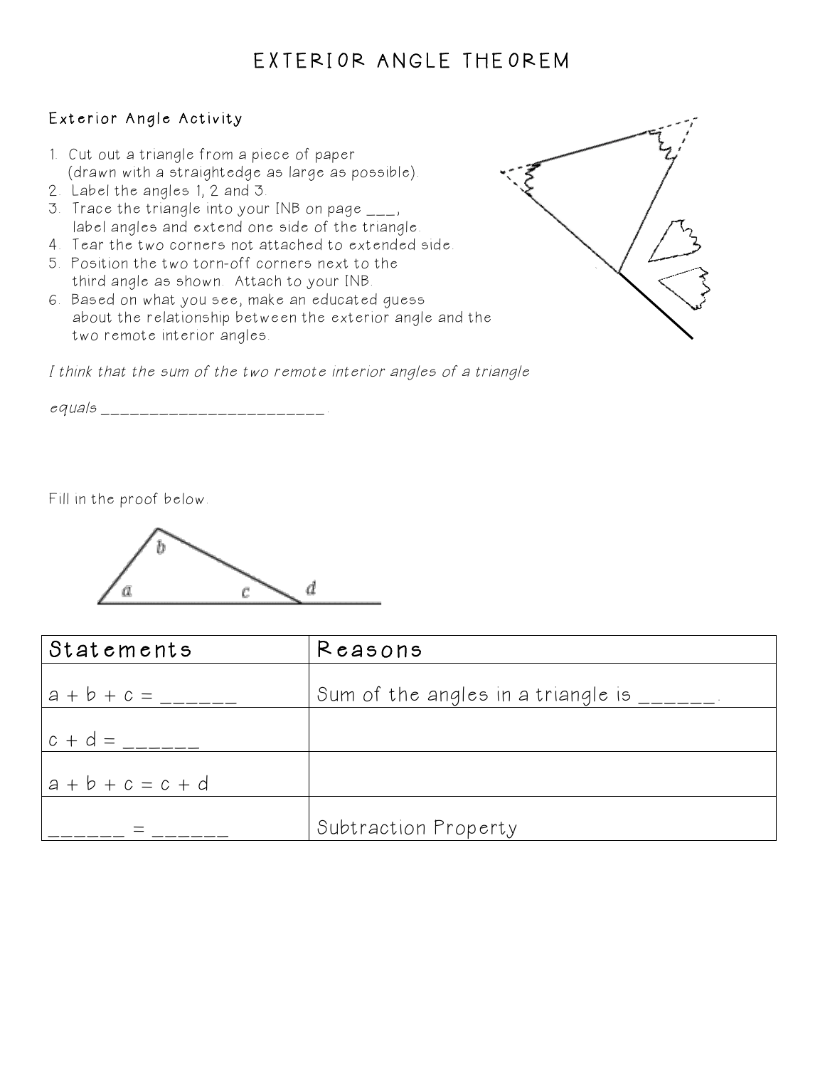# EXTERIOR ANGLE THEOREM

## Exterior Angle Activity

1. Cut out a triangle from a piece of paper (drawn with a straightedge as large as possible).
2. Label the angles 1, 2 and 3.
3. Trace the triangle into your INB on page ___, label angles and extend one side of the triangle.
4. Tear the two corners not attached to extended side.
5. Position the two torn-off corners next to the third angle as shown. Attach to your INB.
6. Based on what you see, make an educated guess about the relationship between the exterior angle and the two remote interior angles.

*I think that the sum of the two remote interior angles of a triangle equals _______________________.*

Fill in the proof below.

| Statements | Reasons |
| --- | --- |
| a + b + c = ______ | Sum of the angles in a triangle is ______. |
| c + d = ______ | |
| a + b + c = c + d | |
| ______ = ______ | Subtraction Property |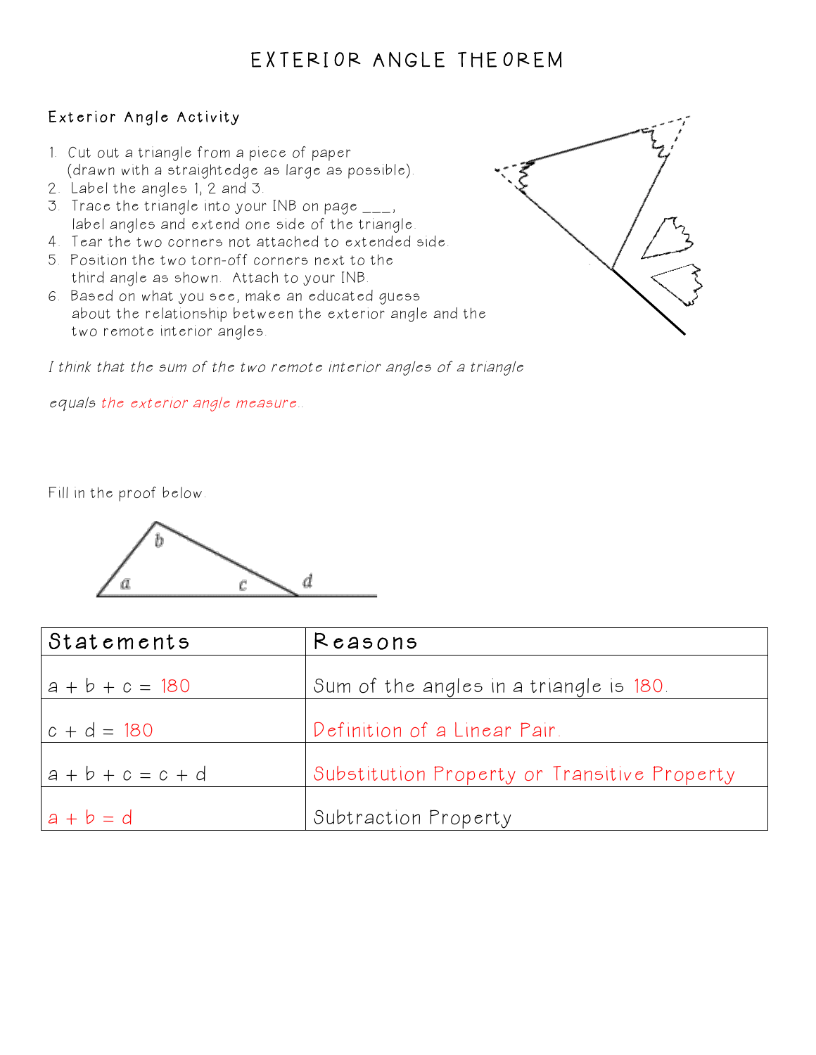# EXTERIOR ANGLE THEOREM

## Exterior Angle Activity

1. Cut out a triangle from a piece of paper (drawn with a straightedge as large as possible).
2. Label the angles 1, 2 and 3.
3. Trace the triangle into your INB on page ___, label angles and extend one side of the triangle.
4. Tear the two corners not attached to extended side.
5. Position the two torn-off corners next to the third angle as shown. Attach to your INB.
6. Based on what you see, make an educated guess about the relationship between the exterior angle and the two remote interior angles.

*I think that the sum of the two remote interior angles of a triangle*

*equals the exterior angle measure.*

Fill in the proof below.

b

a c d

| Statements | Reasons |
|---|---|
| $a + b + c =$ 180 | Sum of the angles in a triangle is 180. |
| $c + d =$ 180 | Definition of a Linear Pair. |
| $a + b + c = c + d$ | Substitution Property or Transitive Property |
| $a + b = d$ | Subtraction Property |